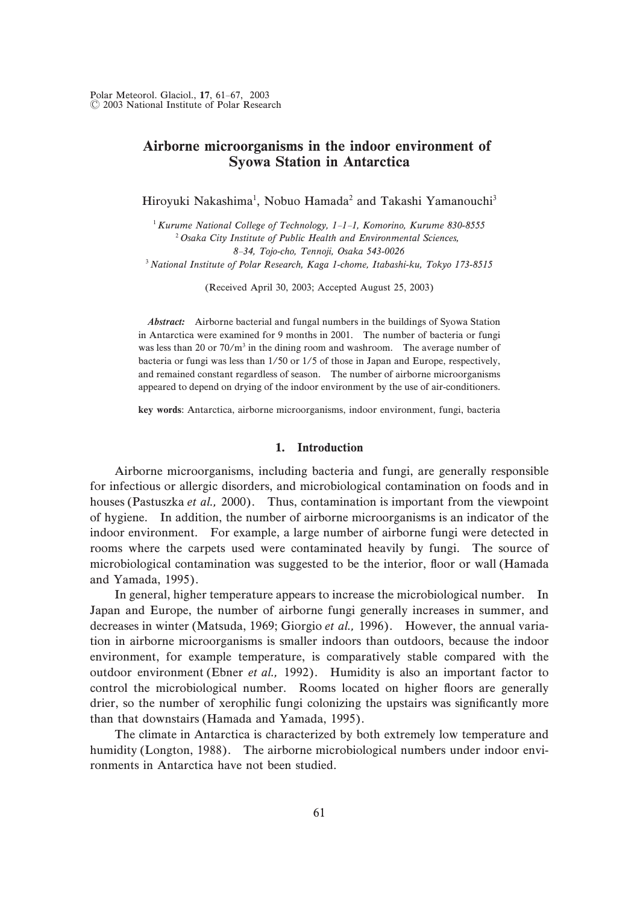# Airborne microorganisms in the indoor environment of Syowa Station in Antarctica

Hiroyuki Nakashima[1], Nobuo Hamada[2] and Takashi Yamanouchi[3]

[1] *Kurume National College of Technology, 1–1–1, Komorino, Kurume 830-8555*
[2] *Osaka City Institute of Public Health and Environmental Sciences, 8–34, Tojo-cho, Tennoji, Osaka 543-0026*
[3] *National Institute of Polar Research, Kaga 1-chome, Itabashi-ku, Tokyo 173-8515*

(Received April 30, 2003; Accepted August 25, 2003)

*Abstract:* Airborne bacterial and fungal numbers in the buildings of Syowa Station in Antarctica were examined for 9 months in 2001. The number of bacteria or fungi was less than 20 or 70/m$^3$ in the dining room and washroom. The average number of bacteria or fungi was less than 1/50 or 1/5 of those in Japan and Europe, respectively, and remained constant regardless of season. The number of airborne microorganisms appeared to depend on drying of the indoor environment by the use of air-conditioners.

**key words**: Antarctica, airborne microorganisms, indoor environment, fungi, bacteria

## 1. Introduction

Airborne microorganisms, including bacteria and fungi, are generally responsible for infectious or allergic disorders, and microbiological contamination on foods and in houses (Pastuszka *et al.,* 2000). Thus, contamination is important from the viewpoint of hygiene. In addition, the number of airborne microorganisms is an indicator of the indoor environment. For example, a large number of airborne fungi were detected in rooms where the carpets used were contaminated heavily by fungi. The source of microbiological contamination was suggested to be the interior, floor or wall (Hamada and Yamada, 1995).

In general, higher temperature appears to increase the microbiological number. In Japan and Europe, the number of airborne fungi generally increases in summer, and decreases in winter (Matsuda, 1969; Giorgio *et al.,* 1996). However, the annual variation in airborne microorganisms is smaller indoors than outdoors, because the indoor environment, for example temperature, is comparatively stable compared with the outdoor environment (Ebner *et al.,* 1992). Humidity is also an important factor to control the microbiological number. Rooms located on higher floors are generally drier, so the number of xerophilic fungi colonizing the upstairs was significantly more than that downstairs (Hamada and Yamada, 1995).

The climate in Antarctica is characterized by both extremely low temperature and humidity (Longton, 1988). The airborne microbiological numbers under indoor environments in Antarctica have not been studied.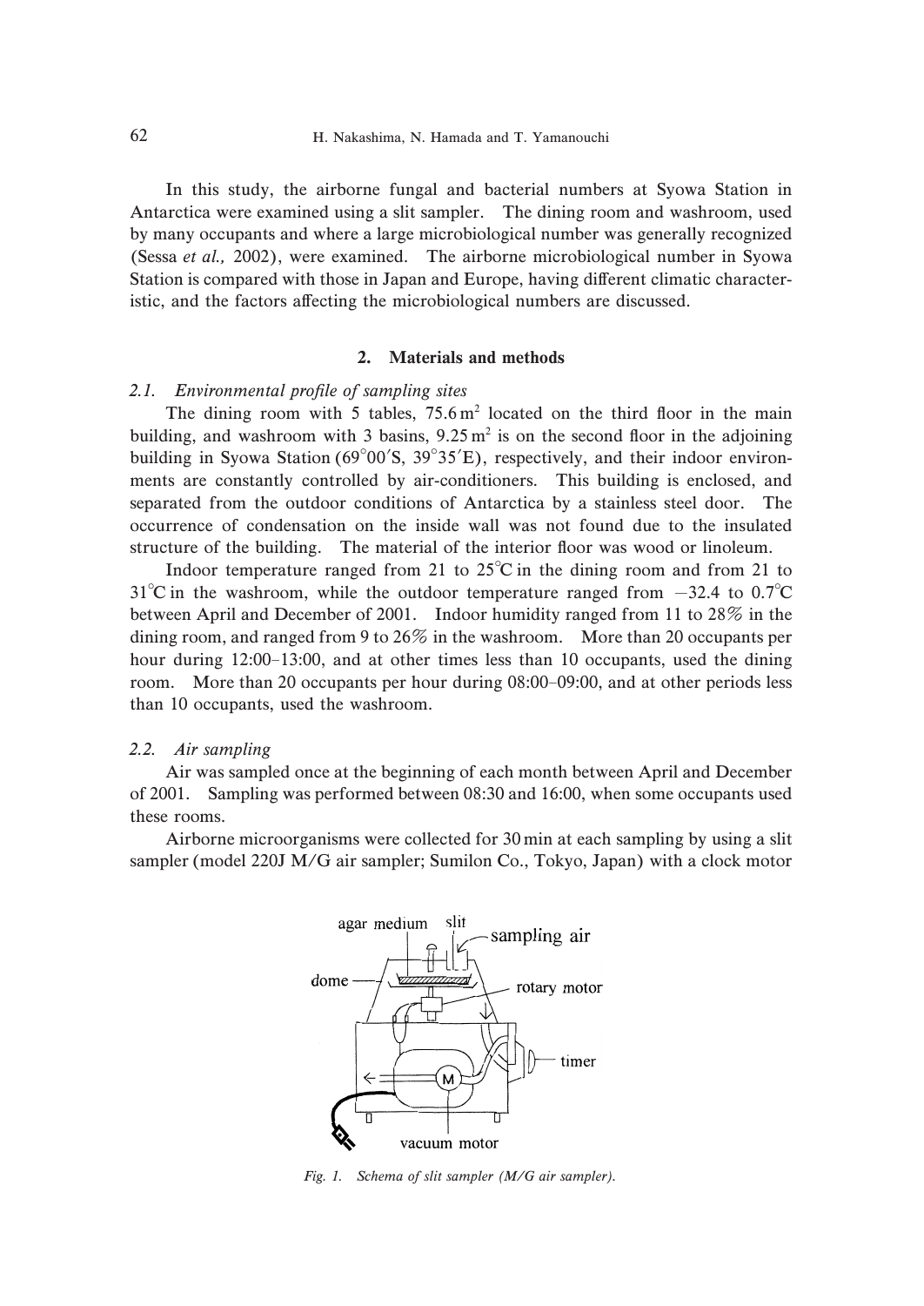In this study, the airborne fungal and bacterial numbers at Syowa Station in Antarctica were examined using a slit sampler. The dining room and washroom, used by many occupants and where a large microbiological number was generally recognized (Sessa *et al.,* 2002), were examined. The airborne microbiological number in Syowa Station is compared with those in Japan and Europe, having different climatic characteristic, and the factors affecting the microbiological numbers are discussed.

## 2. Materials and methods

### 2.1. *Environmental profile of sampling sites*

The dining room with 5 tables, 75.6 m$^2$ located on the third floor in the main building, and washroom with 3 basins, 9.25 m$^2$ is on the second floor in the adjoining building in Syowa Station (69°00′S, 39°35′E), respectively, and their indoor environments are constantly controlled by air-conditioners. This building is enclosed, and separated from the outdoor conditions of Antarctica by a stainless steel door. The occurrence of condensation on the inside wall was not found due to the insulated structure of the building. The material of the interior floor was wood or linoleum.

Indoor temperature ranged from 21 to 25°C in the dining room and from 21 to 31°C in the washroom, while the outdoor temperature ranged from −32.4 to 0.7°C between April and December of 2001. Indoor humidity ranged from 11 to 28% in the dining room, and ranged from 9 to 26% in the washroom. More than 20 occupants per hour during 12:00–13:00, and at other times less than 10 occupants, used the dining room. More than 20 occupants per hour during 08:00–09:00, and at other periods less than 10 occupants, used the washroom.

### 2.2. *Air sampling*

Air was sampled once at the beginning of each month between April and December of 2001. Sampling was performed between 08:30 and 16:00, when some occupants used these rooms.

Airborne microorganisms were collected for 30 min at each sampling by using a slit sampler (model 220J M/G air sampler; Sumilon Co., Tokyo, Japan) with a clock motor

*Fig. 1. Schema of slit sampler (M/G air sampler).*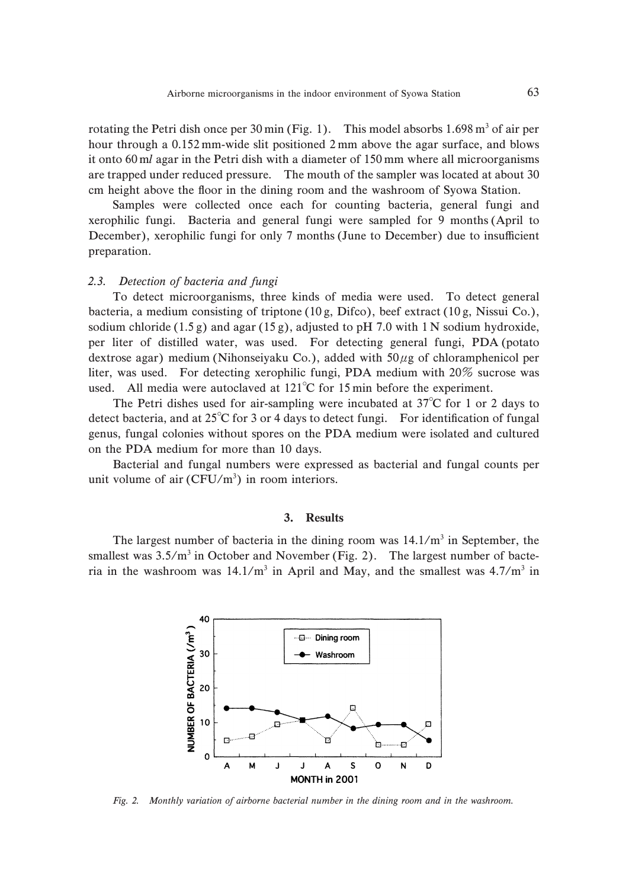rotating the Petri dish once per 30 min (Fig. 1). This model absorbs 1.698 $m^3$ of air per hour through a 0.152 mm-wide slit positioned 2 mm above the agar surface, and blows it onto 60 m*l* agar in the Petri dish with a diameter of 150 mm where all microorganisms are trapped under reduced pressure. The mouth of the sampler was located at about 30 cm height above the floor in the dining room and the washroom of Syowa Station.

Samples were collected once each for counting bacteria, general fungi and xerophilic fungi. Bacteria and general fungi were sampled for 9 months (April to December), xerophilic fungi for only 7 months (June to December) due to insufficient preparation.

### *2.3. Detection of bacteria and fungi*

To detect microorganisms, three kinds of media were used. To detect general bacteria, a medium consisting of triptone (10 g, Difco), beef extract (10 g, Nissui Co.), sodium chloride (1.5 g) and agar (15 g), adjusted to pH 7.0 with 1 N sodium hydroxide, per liter of distilled water, was used. For detecting general fungi, PDA (potato dextrose agar) medium (Nihonseiyaku Co.), added with 50 $\mu$g of chloramphenicol per liter, was used. For detecting xerophilic fungi, PDA medium with 20% sucrose was used. All media were autoclaved at 121°C for 15 min before the experiment.

The Petri dishes used for air-sampling were incubated at 37°C for 1 or 2 days to detect bacteria, and at 25°C for 3 or 4 days to detect fungi. For identification of fungal genus, fungal colonies without spores on the PDA medium were isolated and cultured on the PDA medium for more than 10 days.

Bacterial and fungal numbers were expressed as bacterial and fungal counts per unit volume of air (CFU/$m^3$) in room interiors.

## 3. Results

The largest number of bacteria in the dining room was 14.1/$m^3$ in September, the smallest was 3.5/$m^3$ in October and November (Fig. 2). The largest number of bacteria in the washroom was 14.1/$m^3$ in April and May, and the smallest was 4.7/$m^3$ in

*Fig. 2. Monthly variation of airborne bacterial number in the dining room and in the washroom.*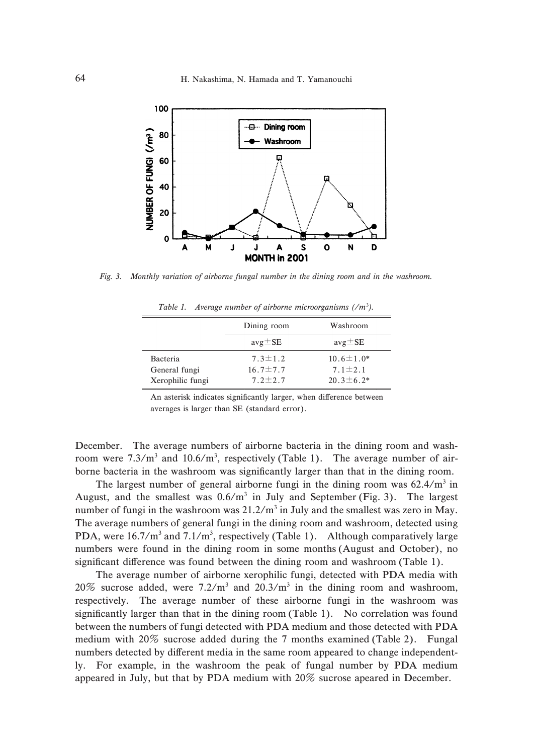*Fig. 3. Monthly variation of airborne fungal number in the dining room and in the washroom.*

*Table 1. Average number of airborne microorganisms (/m$^3$).*

| | Dining room | Washroom |
|---|---|---|
| | avg±SE | avg±SE |
| Bacteria | 7.3±1.2 | 10.6±1.0* |
| General fungi | 16.7±7.7 | 7.1±2.1 |
| Xerophilic fungi | 7.2±2.7 | 20.3±6.2* |

An asterisk indicates significantly larger, when difference between averages is larger than SE (standard error).

December. The average numbers of airborne bacteria in the dining room and washroom were 7.3/m$^3$ and 10.6/m$^3$, respectively (Table 1). The average number of airborne bacteria in the washroom was significantly larger than that in the dining room.

The largest number of general airborne fungi in the dining room was 62.4/m$^3$ in August, and the smallest was 0.6/m$^3$ in July and September (Fig. 3). The largest number of fungi in the washroom was 21.2/m$^3$ in July and the smallest was zero in May. The average numbers of general fungi in the dining room and washroom, detected using PDA, were 16.7/m$^3$ and 7.1/m$^3$, respectively (Table 1). Although comparatively large numbers were found in the dining room in some months (August and October), no significant difference was found between the dining room and washroom (Table 1).

The average number of airborne xerophilic fungi, detected with PDA media with 20% sucrose added, were 7.2/m$^3$ and 20.3/m$^3$ in the dining room and washroom, respectively. The average number of these airborne fungi in the washroom was significantly larger than that in the dining room (Table 1). No correlation was found between the numbers of fungi detected with PDA medium and those detected with PDA medium with 20% sucrose added during the 7 months examined (Table 2). Fungal numbers detected by different media in the same room appeared to change independently. For example, in the washroom the peak of fungal number by PDA medium appeared in July, but that by PDA medium with 20% sucrose apeared in December.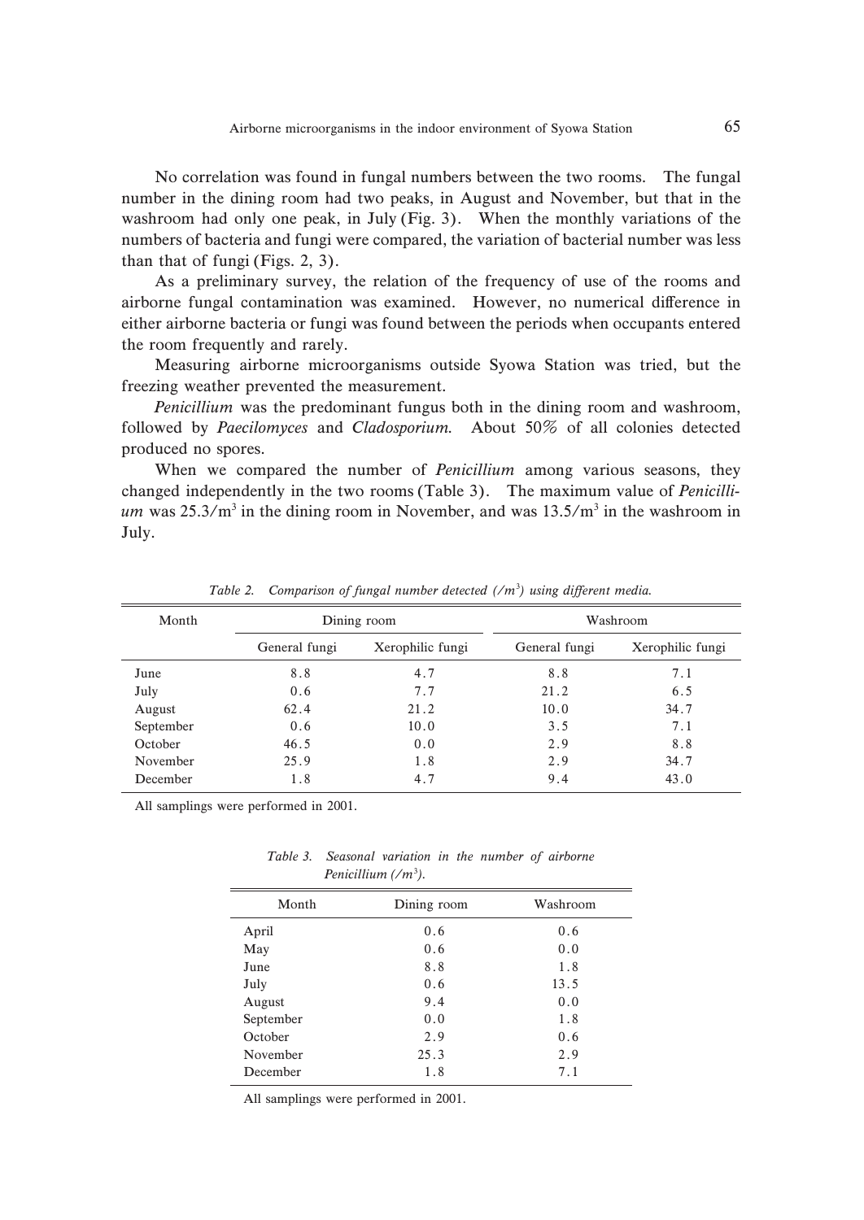No correlation was found in fungal numbers between the two rooms. The fungal number in the dining room had two peaks, in August and November, but that in the washroom had only one peak, in July (Fig. 3). When the monthly variations of the numbers of bacteria and fungi were compared, the variation of bacterial number was less than that of fungi (Figs. 2, 3).

As a preliminary survey, the relation of the frequency of use of the rooms and airborne fungal contamination was examined. However, no numerical difference in either airborne bacteria or fungi was found between the periods when occupants entered the room frequently and rarely.

Measuring airborne microorganisms outside Syowa Station was tried, but the freezing weather prevented the measurement.

*Penicillium* was the predominant fungus both in the dining room and washroom, followed by *Paecilomyces* and *Cladosporium*. About 50% of all colonies detected produced no spores.

When we compared the number of *Penicillium* among various seasons, they changed independently in the two rooms (Table 3). The maximum value of *Penicillium* was 25.3/$m^3$ in the dining room in November, and was 13.5/$m^3$ in the washroom in July.

*Table 2. Comparison of fungal number detected (/$m^3$) using different media.*

| Month | Dining room | | Washroom | |
|---|---|---|---|---|
| | General fungi | Xerophilic fungi | General fungi | Xerophilic fungi |
| June | 8.8 | 4.7 | 8.8 | 7.1 |
| July | 0.6 | 7.7 | 21.2 | 6.5 |
| August | 62.4 | 21.2 | 10.0 | 34.7 |
| September | 0.6 | 10.0 | 3.5 | 7.1 |
| October | 46.5 | 0.0 | 2.9 | 8.8 |
| November | 25.9 | 1.8 | 2.9 | 34.7 |
| December | 1.8 | 4.7 | 9.4 | 43.0 |

All samplings were performed in 2001.

*Table 3. Seasonal variation in the number of airborne Penicillium (/$m^3$).*

| Month | Dining room | Washroom |
|---|---|---|
| April | 0.6 | 0.6 |
| May | 0.6 | 0.0 |
| June | 8.8 | 1.8 |
| July | 0.6 | 13.5 |
| August | 9.4 | 0.0 |
| September | 0.0 | 1.8 |
| October | 2.9 | 0.6 |
| November | 25.3 | 2.9 |
| December | 1.8 | 7.1 |

All samplings were performed in 2001.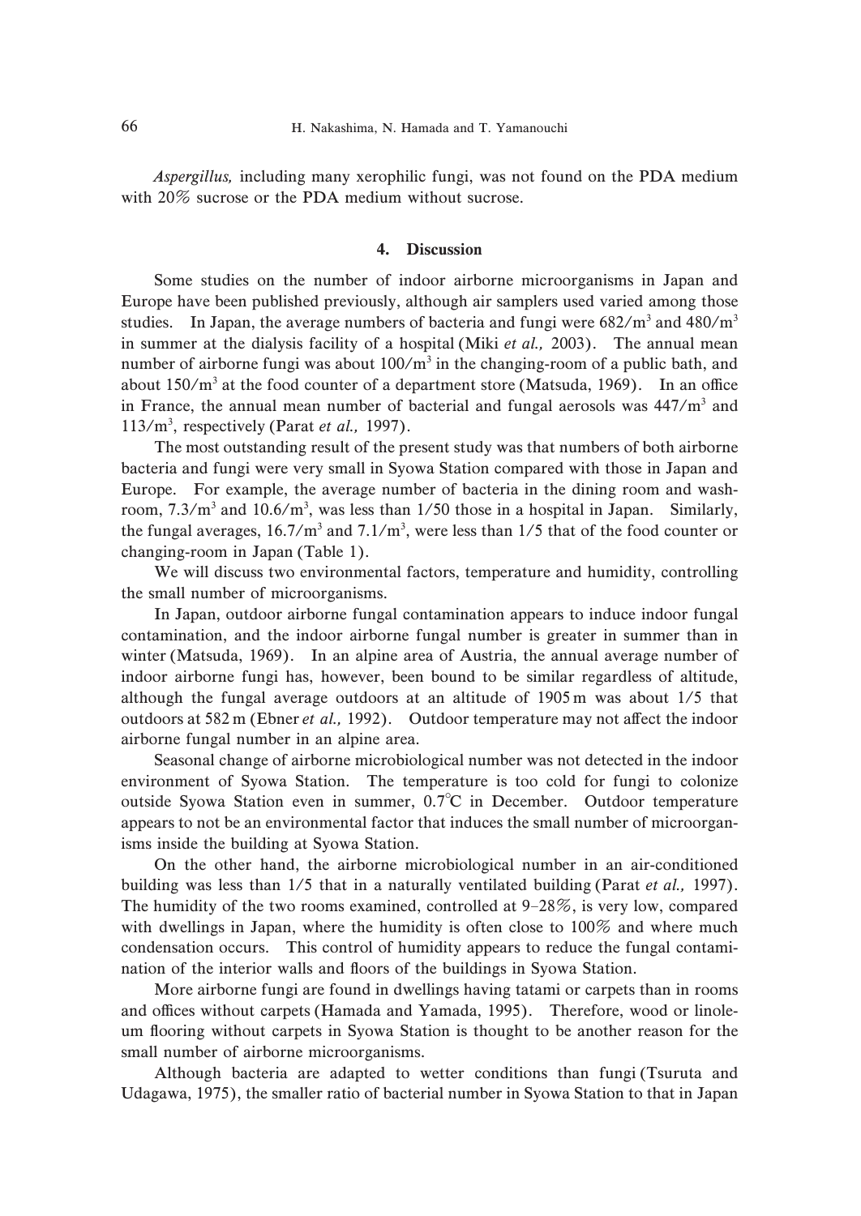*Aspergillus,* including many xerophilic fungi, was not found on the PDA medium with 20% sucrose or the PDA medium without sucrose.

## 4. Discussion

Some studies on the number of indoor airborne microorganisms in Japan and Europe have been published previously, although air samplers used varied among those studies. In Japan, the average numbers of bacteria and fungi were $682/m^3$ and $480/m^3$ in summer at the dialysis facility of a hospital (Miki *et al.,* 2003). The annual mean number of airborne fungi was about $100/m^3$ in the changing-room of a public bath, and about $150/m^3$ at the food counter of a department store (Matsuda, 1969). In an office in France, the annual mean number of bacterial and fungal aerosols was $447/m^3$ and $113/m^3$, respectively (Parat *et al.,* 1997).

The most outstanding result of the present study was that numbers of both airborne bacteria and fungi were very small in Syowa Station compared with those in Japan and Europe. For example, the average number of bacteria in the dining room and wash-room, $7.3/m^3$ and $10.6/m^3$, was less than 1/50 those in a hospital in Japan. Similarly, the fungal averages, $16.7/m^3$ and $7.1/m^3$, were less than 1/5 that of the food counter or changing-room in Japan (Table 1).

We will discuss two environmental factors, temperature and humidity, controlling the small number of microorganisms.

In Japan, outdoor airborne fungal contamination appears to induce indoor fungal contamination, and the indoor airborne fungal number is greater in summer than in winter (Matsuda, 1969). In an alpine area of Austria, the annual average number of indoor airborne fungi has, however, been bound to be similar regardless of altitude, although the fungal average outdoors at an altitude of 1905 m was about 1/5 that outdoors at 582 m (Ebner *et al.,* 1992). Outdoor temperature may not affect the indoor airborne fungal number in an alpine area.

Seasonal change of airborne microbiological number was not detected in the indoor environment of Syowa Station. The temperature is too cold for fungi to colonize outside Syowa Station even in summer, 0.7°C in December. Outdoor temperature appears to not be an environmental factor that induces the small number of microorganisms inside the building at Syowa Station.

On the other hand, the airborne microbiological number in an air-conditioned building was less than 1/5 that in a naturally ventilated building (Parat *et al.,* 1997). The humidity of the two rooms examined, controlled at 9–28%, is very low, compared with dwellings in Japan, where the humidity is often close to 100% and where much condensation occurs. This control of humidity appears to reduce the fungal contamination of the interior walls and floors of the buildings in Syowa Station.

More airborne fungi are found in dwellings having tatami or carpets than in rooms and offices without carpets (Hamada and Yamada, 1995). Therefore, wood or linoleum flooring without carpets in Syowa Station is thought to be another reason for the small number of airborne microorganisms.

Although bacteria are adapted to wetter conditions than fungi (Tsuruta and Udagawa, 1975), the smaller ratio of bacterial number in Syowa Station to that in Japan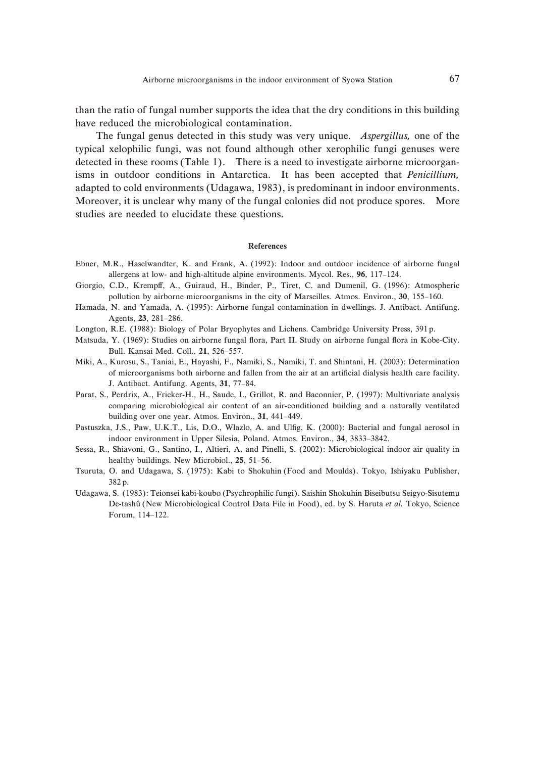than the ratio of fungal number supports the idea that the dry conditions in this building have reduced the microbiological contamination.

The fungal genus detected in this study was very unique. *Aspergillus,* one of the typical xelophilic fungi, was not found although other xerophilic fungi genuses were detected in these rooms (Table 1). There is a need to investigate airborne microorganisms in outdoor conditions in Antarctica. It has been accepted that *Penicillium,* adapted to cold environments (Udagawa, 1983), is predominant in indoor environments. Moreover, it is unclear why many of the fungal colonies did not produce spores. More studies are needed to elucidate these questions.

## References

Ebner, M.R., Haselwandter, K. and Frank, A. (1992): Indoor and outdoor incidence of airborne fungal allergens at low- and high-altitude alpine environments. Mycol. Res., **96**, 117–124.

Giorgio, C.D., Krempff, A., Guiraud, H., Binder, P., Tiret, C. and Dumenil, G. (1996): Atmospheric pollution by airborne microorganisms in the city of Marseilles. Atmos. Environ., **30**, 155–160.

Hamada, N. and Yamada, A. (1995): Airborne fungal contamination in dwellings. J. Antibact. Antifung. Agents, **23**, 281–286.

Longton, R.E. (1988): Biology of Polar Bryophytes and Lichens. Cambridge University Press, 391 p.

Matsuda, Y. (1969): Studies on airborne fungal flora, Part II. Study on airborne fungal flora in Kobe-City. Bull. Kansai Med. Coll., **21**, 526–557.

Miki, A., Kurosu, S., Taniai, E., Hayashi, F., Namiki, S., Namiki, T. and Shintani, H. (2003): Determination of microorganisms both airborne and fallen from the air at an artificial dialysis health care facility. J. Antibact. Antifung. Agents, **31**, 77–84.

Parat, S., Perdrix, A., Fricker-H., H., Saude, I., Grillot, R. and Baconnier, P. (1997): Multivariate analysis comparing microbiological air content of an air-conditioned building and a naturally ventilated building over one year. Atmos. Environ., **31**, 441–449.

Pastuszka, J.S., Paw, U.K.T., Lis, D.O., Wlazlo, A. and Ulfig, K. (2000): Bacterial and fungal aerosol in indoor environment in Upper Silesia, Poland. Atmos. Environ., **34**, 3833–3842.

Sessa, R., Shiavoni, G., Santino, I., Altieri, A. and Pinelli, S. (2002): Microbiological indoor air quality in healthy buildings. New Microbiol., **25**, 51–56.

Tsuruta, O. and Udagawa, S. (1975): Kabi to Shokuhin (Food and Moulds). Tokyo, Ishiyaku Publisher, 382 p.

Udagawa, S. (1983): Teionsei kabi-koubo (Psychrophilic fungi). Saishin Shokuhin Biseibutsu Seigyo-Sisutemu De-tashû (New Microbiological Control Data File in Food), ed. by S. Haruta *et al.* Tokyo, Science Forum, 114–122.